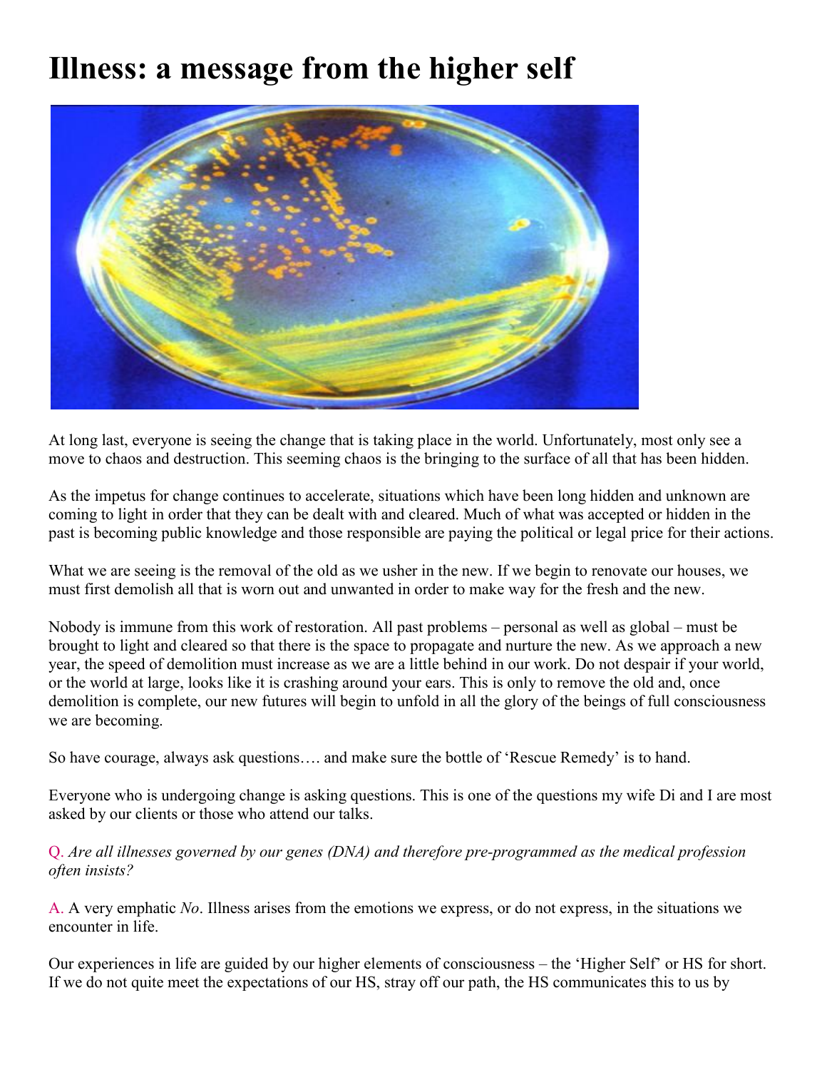# Illness: a message from the higher self

At long last, everyone is seeing the change that is taking place in the world. Unfortunately, most only see a move to chaos and destruction. This seeming chaos is the bringing to the surface of all that has been hidden.

As the impetus for change continues to accelerate, situations which have been long hidden and unknown are coming to light in order that they can be dealt with and cleared. Much of what was accepted or hidden in the past is becoming public knowledge and those responsible are paying the political or legal price for their actions.

What we are seeing is the removal of the old as we usher in the new. If we begin to renovate our houses, we must first demolish all that is worn out and unwanted in order to make way for the fresh and the new.

Nobody is immune from this work of restoration. All past problems – personal as well as global – must be brought to light and cleared so that there is the space to propagate and nurture the new. As we approach a new year, the speed of demolition must increase as we are a little behind in our work. Do not despair if your world, or the world at large, looks like it is crashing around your ears. This is only to remove the old and, once demolition is complete, our new futures will begin to unfold in all the glory of the beings of full consciousness we are becoming.

So have courage, always ask questions…. and make sure the bottle of 'Rescue Remedy' is to hand.

Everyone who is undergoing change is asking questions. This is one of the questions my wife Di and I are most asked by our clients or those who attend our talks.

Q. *Are all illnesses governed by our genes (DNA) and therefore pre-programmed as the medical profession often insists?*

A. A very emphatic *No*. Illness arises from the emotions we express, or do not express, in the situations we encounter in life.

Our experiences in life are guided by our higher elements of consciousness – the 'Higher Self' or HS for short. If we do not quite meet the expectations of our HS, stray off our path, the HS communicates this to us by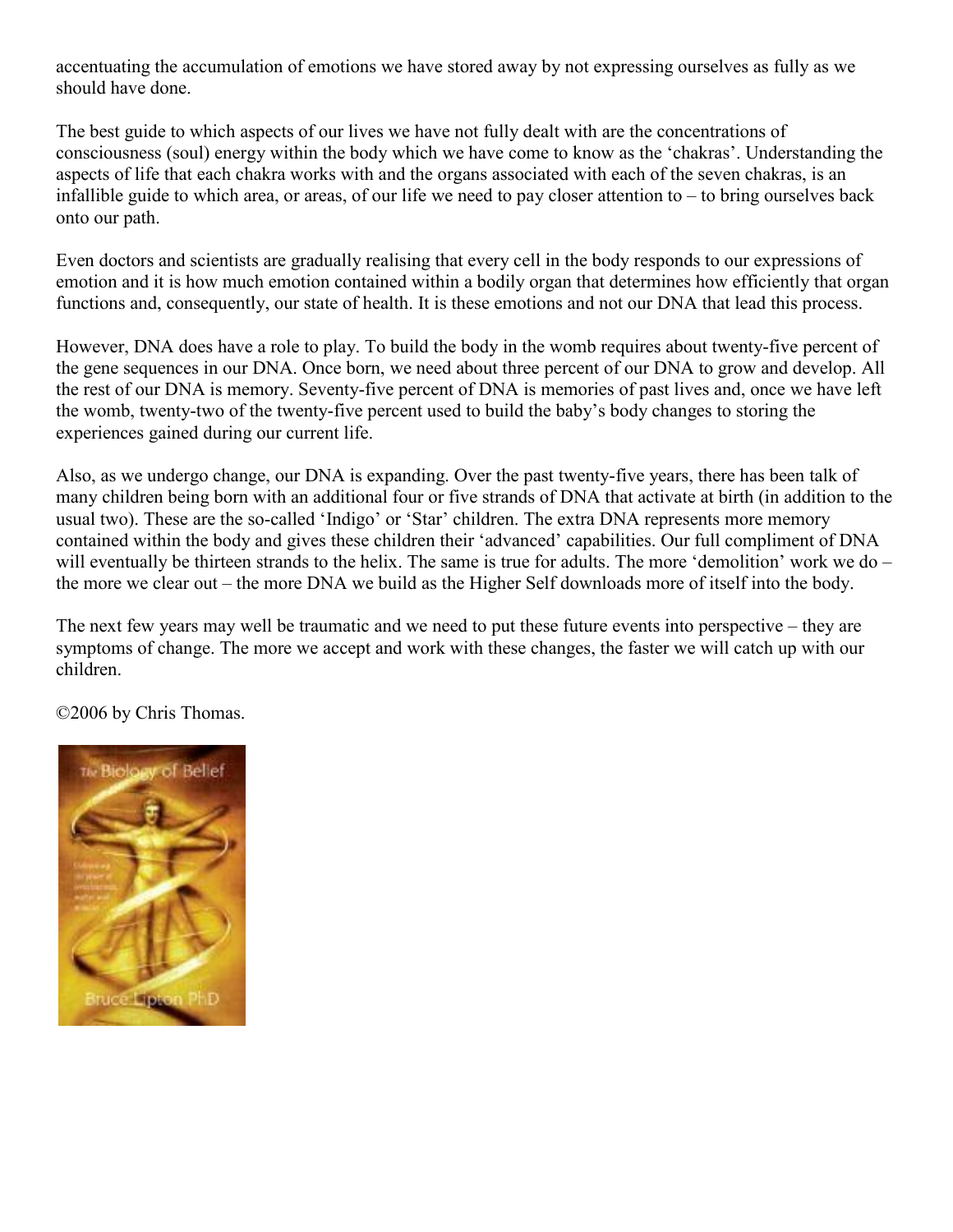accentuating the accumulation of emotions we have stored away by not expressing ourselves as fully as we should have done.

The best guide to which aspects of our lives we have not fully dealt with are the concentrations of consciousness (soul) energy within the body which we have come to know as the 'chakras'. Understanding the aspects of life that each chakra works with and the organs associated with each of the seven chakras, is an infallible guide to which area, or areas, of our life we need to pay closer attention to – to bring ourselves back onto our path.

Even doctors and scientists are gradually realising that every cell in the body responds to our expressions of emotion and it is how much emotion contained within a bodily organ that determines how efficiently that organ functions and, consequently, our state of health. It is these emotions and not our DNA that lead this process.

However, DNA does have a role to play. To build the body in the womb requires about twenty-five percent of the gene sequences in our DNA. Once born, we need about three percent of our DNA to grow and develop. All the rest of our DNA is memory. Seventy-five percent of DNA is memories of past lives and, once we have left the womb, twenty-two of the twenty-five percent used to build the baby's body changes to storing the experiences gained during our current life.

Also, as we undergo change, our DNA is expanding. Over the past twenty-five years, there has been talk of many children being born with an additional four or five strands of DNA that activate at birth (in addition to the usual two). These are the so-called 'Indigo' or 'Star' children. The extra DNA represents more memory contained within the body and gives these children their 'advanced' capabilities. Our full compliment of DNA will eventually be thirteen strands to the helix. The same is true for adults. The more 'demolition' work we do – the more we clear out – the more DNA we build as the Higher Self downloads more of itself into the body.

The next few years may well be traumatic and we need to put these future events into perspective – they are symptoms of change. The more we accept and work with these changes, the faster we will catch up with our children.

©2006 by Chris Thomas.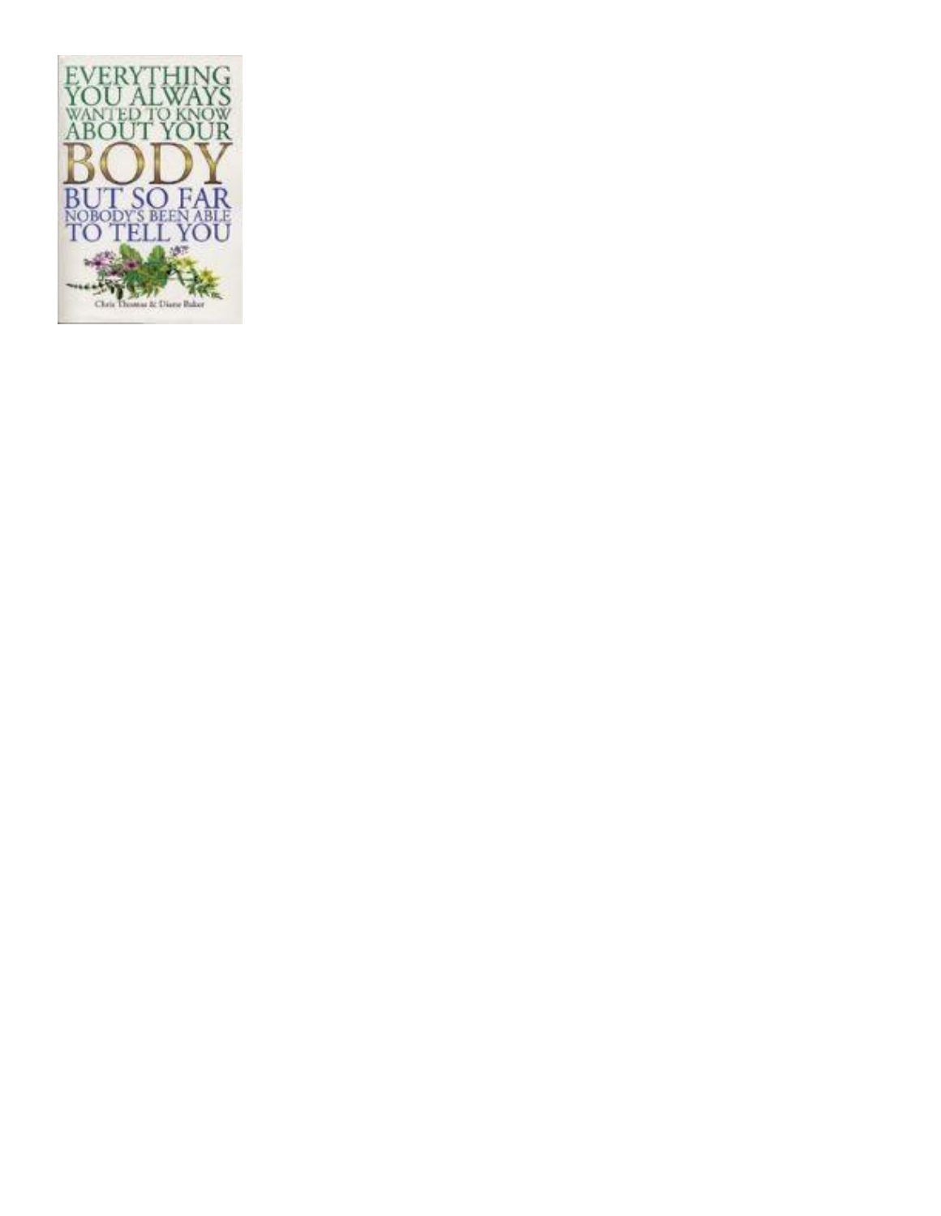EVERYTHING YOU ALWAYS WANTED TO KNOW ABOUT YOUR BODY BUT SO FAR NOBODY'S BEEN ABLE TO TELL YOU

Chris Thomas & Diane Baker